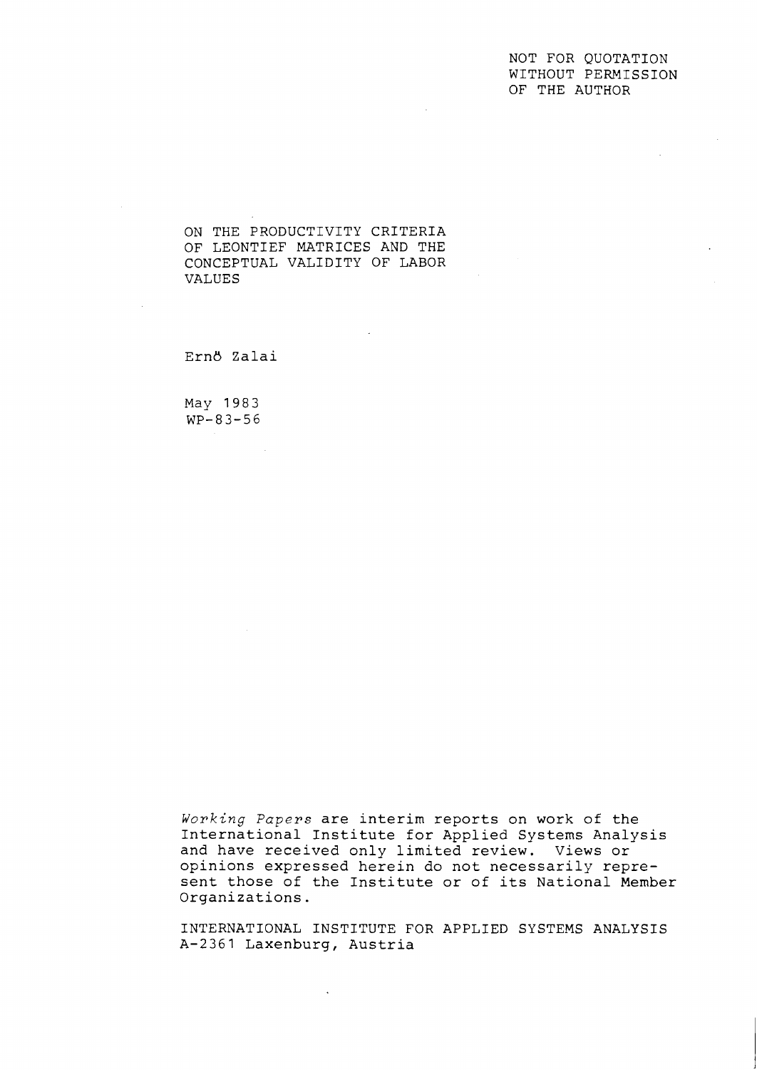NOT FOR QUOTATION
WITHOUT PERMISSION
OF THE AUTHOR

# ON THE PRODUCTIVITY CRITERIA OF LEONTIEF MATRICES AND THE CONCEPTUAL VALIDITY OF LABOR VALUES

Ernő Zalai

May 1983
WP-83-56

*Working Papers* are interim reports on work of the International Institute for Applied Systems Analysis and have received only limited review. Views or opinions expressed herein do not necessarily represent those of the Institute or of its National Member Organizations.

INTERNATIONAL INSTITUTE FOR APPLIED SYSTEMS ANALYSIS
A-2361 Laxenburg, Austria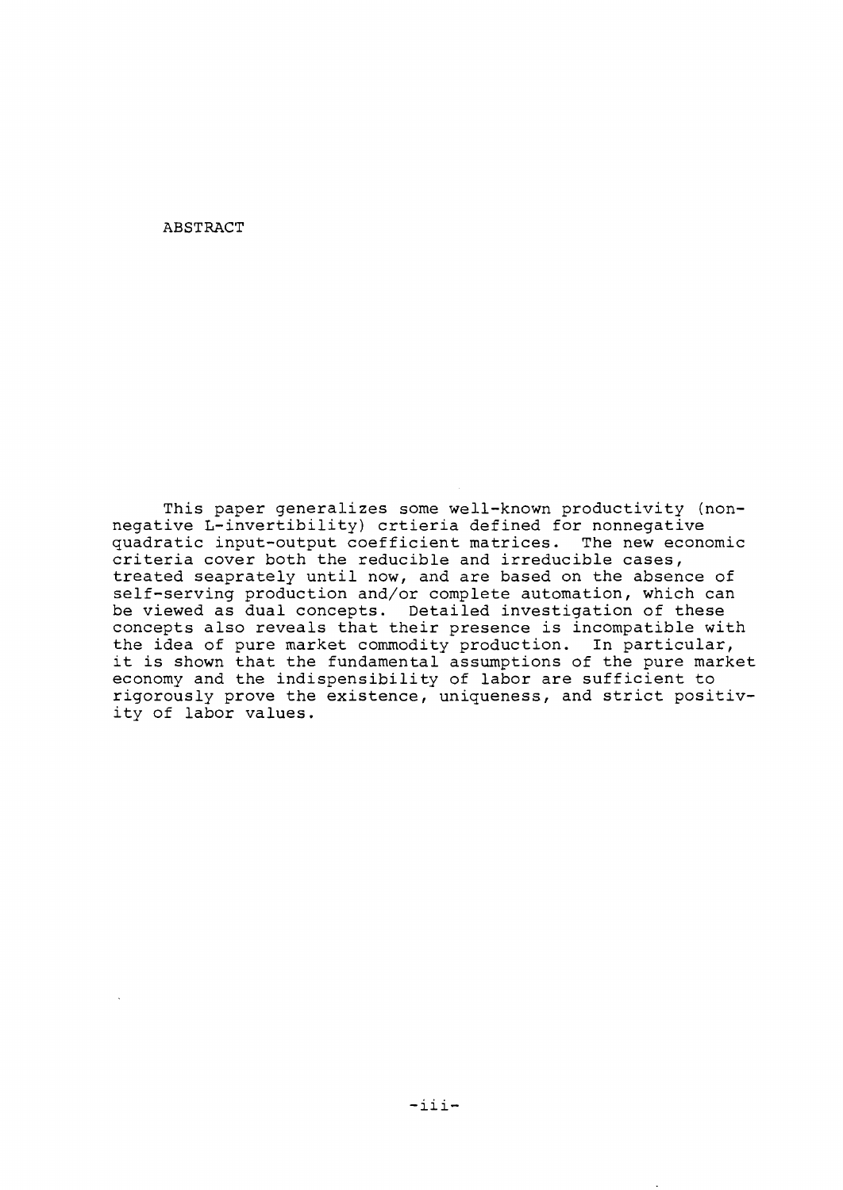# ABSTRACT

This paper generalizes some well-known productivity (nonnegative L-invertibility) crtieria defined for nonnegative quadratic input-output coefficient matrices. The new economic criteria cover both the reducible and irreducible cases, treated seaprately until now, and are based on the absence of self-serving production and/or complete automation, which can be viewed as dual concepts. Detailed investigation of these concepts also reveals that their presence is incompatible with the idea of pure market commodity production. In particular, it is shown that the fundamental assumptions of the pure market economy and the indispensibility of labor are sufficient to rigorously prove the existence, uniqueness, and strict positivity of labor values.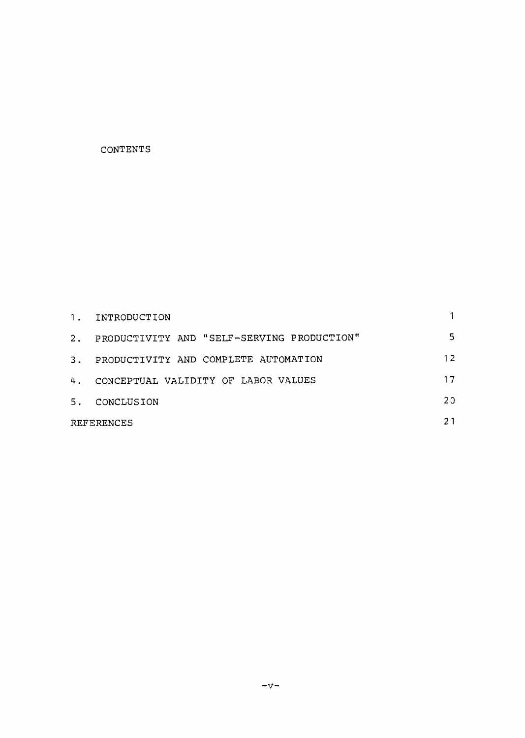# CONTENTS

| | | |
|---|---|---|
| 1. | INTRODUCTION | 1 |
| 2. | PRODUCTIVITY AND "SELF-SERVING PRODUCTION" | 5 |
| 3. | PRODUCTIVITY AND COMPLETE AUTOMATION | 12 |
| 4. | CONCEPTUAL VALIDITY OF LABOR VALUES | 17 |
| 5. | CONCLUSION | 20 |
| REFERENCES | | 21 |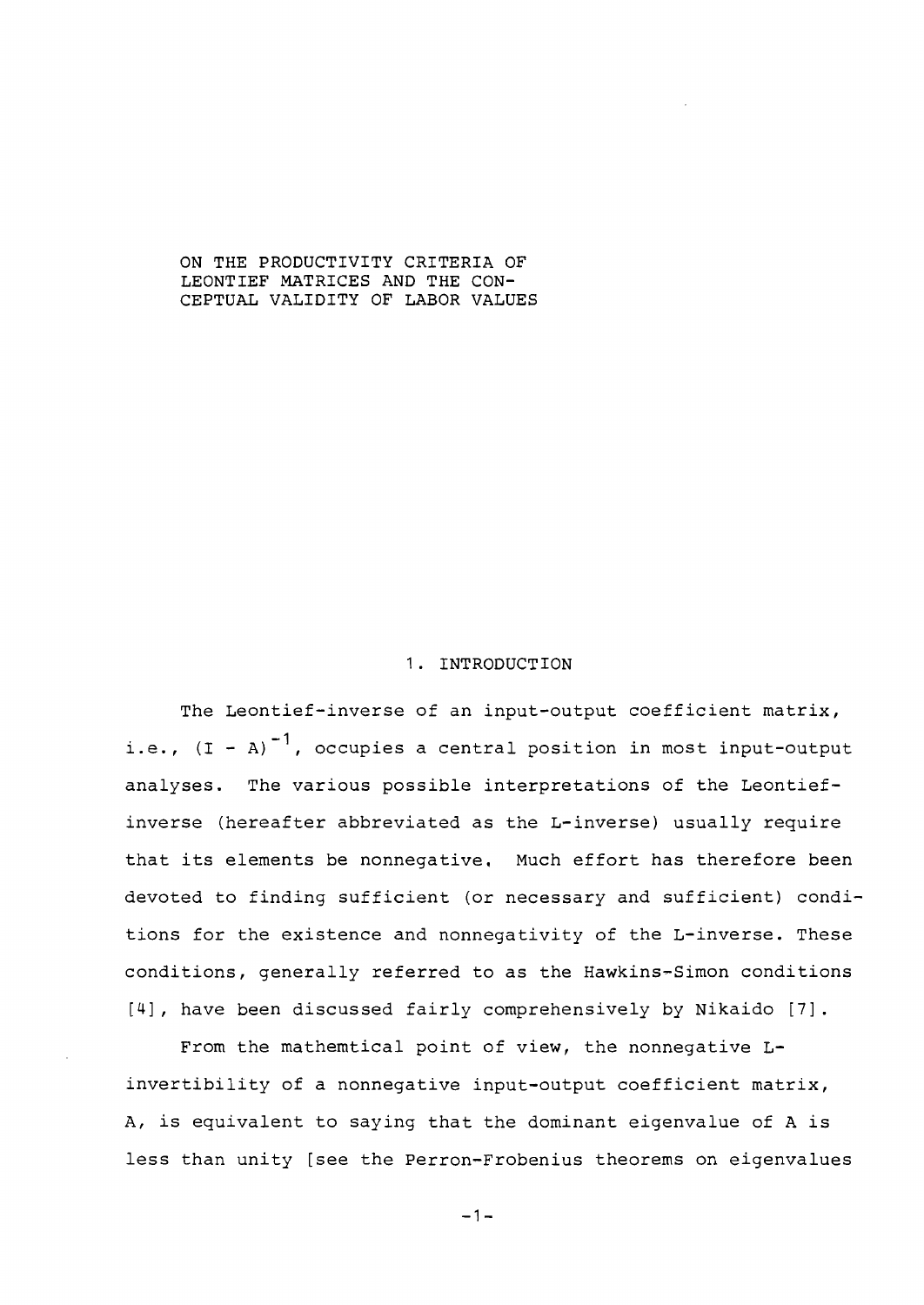# ON THE PRODUCTIVITY CRITERIA OF LEONTIEF MATRICES AND THE CONCEPTUAL VALIDITY OF LABOR VALUES

## 1. INTRODUCTION

The Leontief-inverse of an input-output coefficient matrix, i.e., $(I - A)^{-1}$, occupies a central position in most input-output analyses. The various possible interpretations of the Leontief-inverse (hereafter abbreviated as the L-inverse) usually require that its elements be nonnegative. Much effort has therefore been devoted to finding sufficient (or necessary and sufficient) conditions for the existence and nonnegativity of the L-inverse. These conditions, generally referred to as the Hawkins-Simon conditions [4], have been discussed fairly comprehensively by Nikaido [7].

From the mathemtical point of view, the nonnegative L-invertibility of a nonnegative input-output coefficient matrix, A, is equivalent to saying that the dominant eigenvalue of A is less than unity [see the Perron-Frobenius theorems on eigenvalues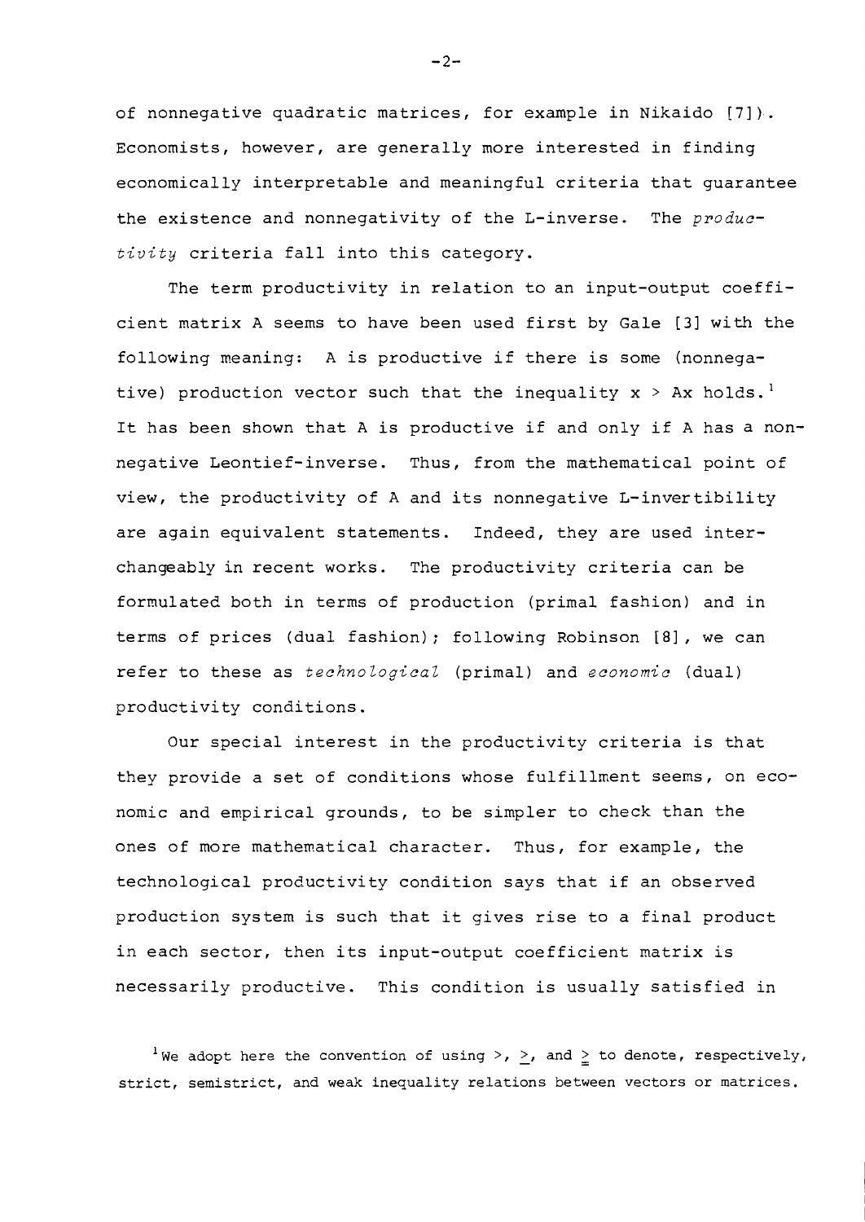of nonnegative quadratic matrices, for example in Nikaido [7]). Economists, however, are generally more interested in finding economically interpretable and meaningful criteria that guarantee the existence and nonnegativity of the L-inverse. The *productivity* criteria fall into this category.

The term productivity in relation to an input-output coefficient matrix A seems to have been used first by Gale [3] with the following meaning: A is productive if there is some (nonnegative) production vector such that the inequality $x > Ax$ holds.[1] It has been shown that A is productive if and only if A has a nonnegative Leontief-inverse. Thus, from the mathematical point of view, the productivity of A and its nonnegative L-invertibility are again equivalent statements. Indeed, they are used interchangeably in recent works. The productivity criteria can be formulated both in terms of production (primal fashion) and in terms of prices (dual fashion); following Robinson [8], we can refer to these as *technological* (primal) and *economic* (dual) productivity conditions.

Our special interest in the productivity criteria is that they provide a set of conditions whose fulfillment seems, on economic and empirical grounds, to be simpler to check than the ones of more mathematical character. Thus, for example, the technological productivity condition says that if an observed production system is such that it gives rise to a final product in each sector, then its input-output coefficient matrix is necessarily productive. This condition is usually satisfied in

[1] We adopt here the convention of using $>$, $\geq$, and $\geqq$ to denote, respectively, strict, semistrict, and weak inequality relations between vectors or matrices.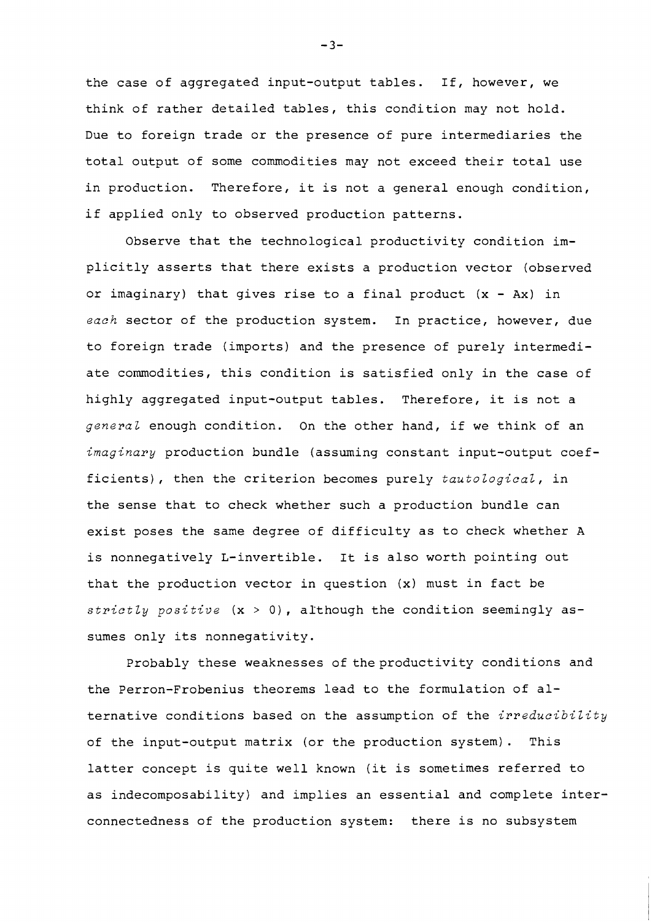the case of aggregated input-output tables. If, however, we think of rather detailed tables, this condition may not hold. Due to foreign trade or the presence of pure intermediaries the total output of some commodities may not exceed their total use in production. Therefore, it is not a general enough condition, if applied only to observed production patterns.

Observe that the technological productivity condition implicitly asserts that there exists a production vector (observed or imaginary) that gives rise to a final product $(x - Ax)$ in *each* sector of the production system. In practice, however, due to foreign trade (imports) and the presence of purely intermediate commodities, this condition is satisfied only in the case of highly aggregated input-output tables. Therefore, it is not a *general* enough condition. On the other hand, if we think of an *imaginary* production bundle (assuming constant input-output coefficients), then the criterion becomes purely *tautological*, in the sense that to check whether such a production bundle can exist poses the same degree of difficulty as to check whether A is nonnegatively L-invertible. It is also worth pointing out that the production vector in question $(x)$ must in fact be *strictly positive* $(x > 0)$, although the condition seemingly assumes only its nonnegativity.

Probably these weaknesses of the productivity conditions and the Perron-Frobenius theorems lead to the formulation of alternative conditions based on the assumption of the *irreducibility* of the input-output matrix (or the production system). This latter concept is quite well known (it is sometimes referred to as indecomposability) and implies an essential and complete interconnectedness of the production system: there is no subsystem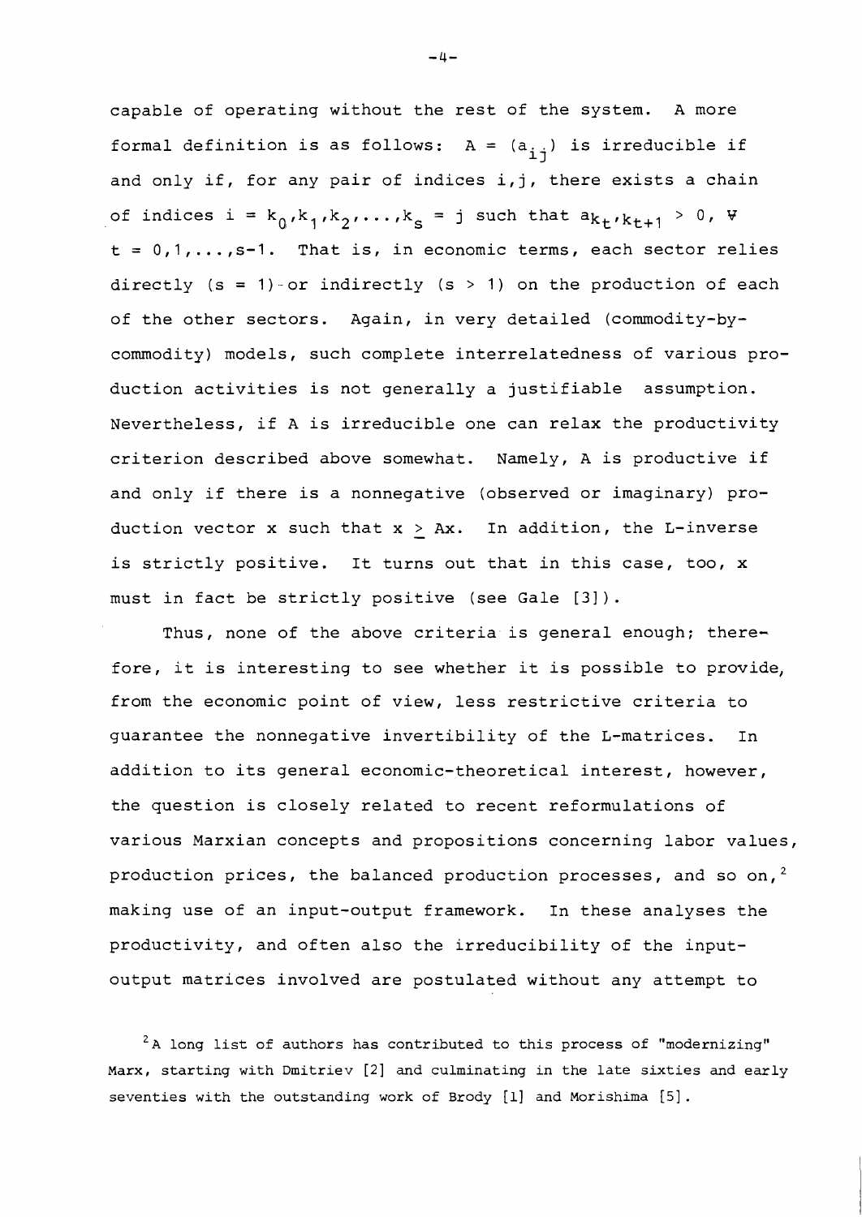capable of operating without the rest of the system. A more formal definition is as follows: $A = (a_{ij})$ is irreducible if and only if, for any pair of indices $i,j$, there exists a chain of indices $i = k_0, k_1, k_2, \ldots, k_s = j$ such that $a_{k_t, k_{t+1}} > 0$, $\forall$ $t = 0, 1, \ldots, s-1$. That is, in economic terms, each sector relies directly ($s = 1$) or indirectly ($s > 1$) on the production of each of the other sectors. Again, in very detailed (commodity-by-commodity) models, such complete interrelatedness of various production activities is not generally a justifiable assumption. Nevertheless, if A is irreducible one can relax the productivity criterion described above somewhat. Namely, A is productive if and only if there is a nonnegative (observed or imaginary) production vector x such that $x \geq Ax$. In addition, the L-inverse is strictly positive. It turns out that in this case, too, x must in fact be strictly positive (see Gale [3]).

Thus, none of the above criteria is general enough; therefore, it is interesting to see whether it is possible to provide, from the economic point of view, less restrictive criteria to guarantee the nonnegative invertibility of the L-matrices. In addition to its general economic-theoretical interest, however, the question is closely related to recent reformulations of various Marxian concepts and propositions concerning labor values, production prices, the balanced production processes, and so on,[2] making use of an input-output framework. In these analyses the productivity, and often also the irreducibility of the input-output matrices involved are postulated without any attempt to

[2] A long list of authors has contributed to this process of "modernizing" Marx, starting with Dmitriev [2] and culminating in the late sixties and early seventies with the outstanding work of Brody [1] and Morishima [5].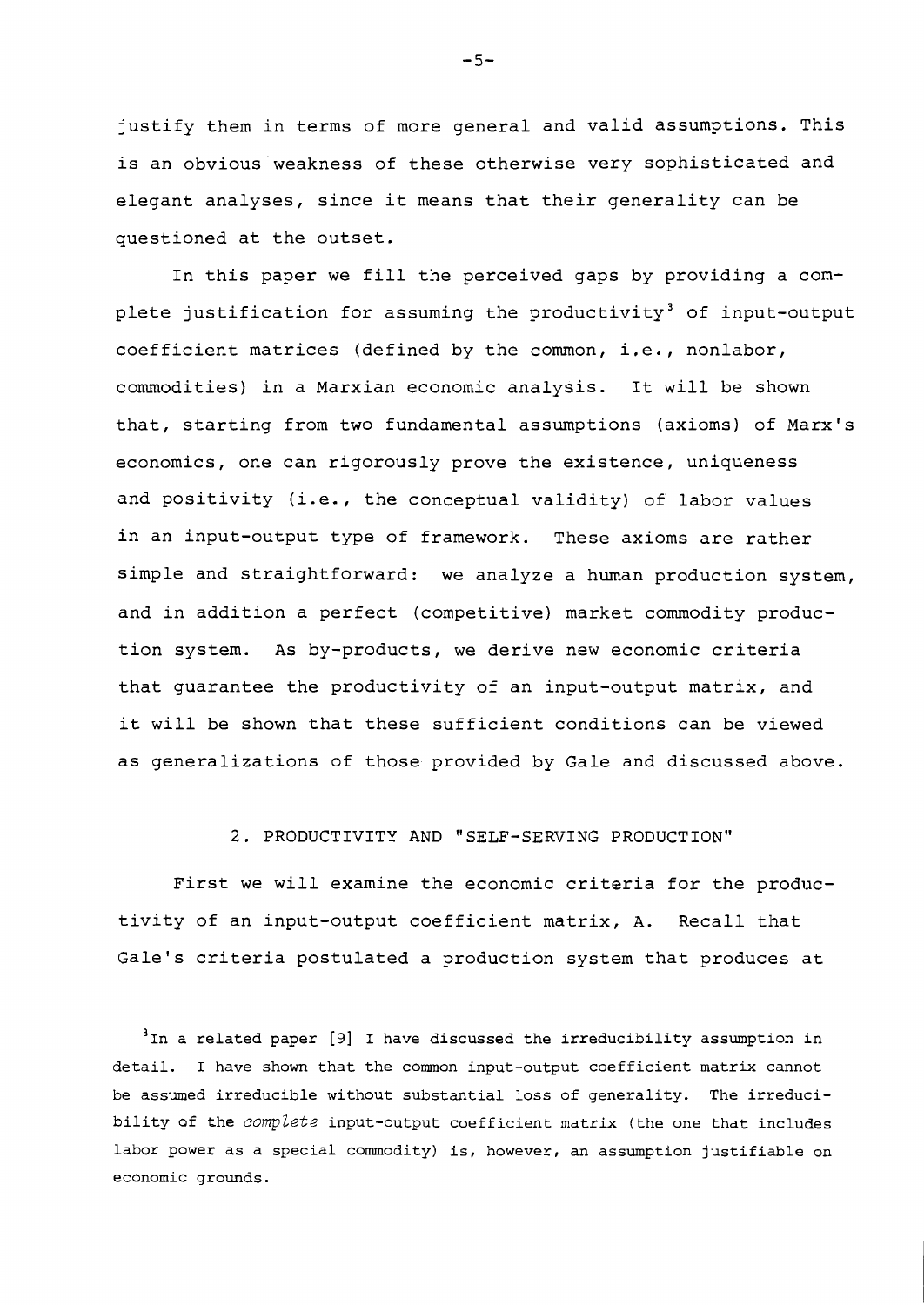justify them in terms of more general and valid assumptions. This is an obvious weakness of these otherwise very sophisticated and elegant analyses, since it means that their generality can be questioned at the outset.

In this paper we fill the perceived gaps by providing a complete justification for assuming the productivity[3] of input-output coefficient matrices (defined by the common, i.e., nonlabor, commodities) in a Marxian economic analysis. It will be shown that, starting from two fundamental assumptions (axioms) of Marx's economics, one can rigorously prove the existence, uniqueness and positivity (i.e., the conceptual validity) of labor values in an input-output type of framework. These axioms are rather simple and straightforward: we analyze a human production system, and in addition a perfect (competitive) market commodity production system. As by-products, we derive new economic criteria that guarantee the productivity of an input-output matrix, and it will be shown that these sufficient conditions can be viewed as generalizations of those provided by Gale and discussed above.

## 2. PRODUCTIVITY AND "SELF-SERVING PRODUCTION"

First we will examine the economic criteria for the productivity of an input-output coefficient matrix, A. Recall that Gale's criteria postulated a production system that produces at

[3] In a related paper [9] I have discussed the irreducibility assumption in detail. I have shown that the common input-output coefficient matrix cannot be assumed irreducible without substantial loss of generality. The irreducibility of the *complete* input-output coefficient matrix (the one that includes labor power as a special commodity) is, however, an assumption justifiable on economic grounds.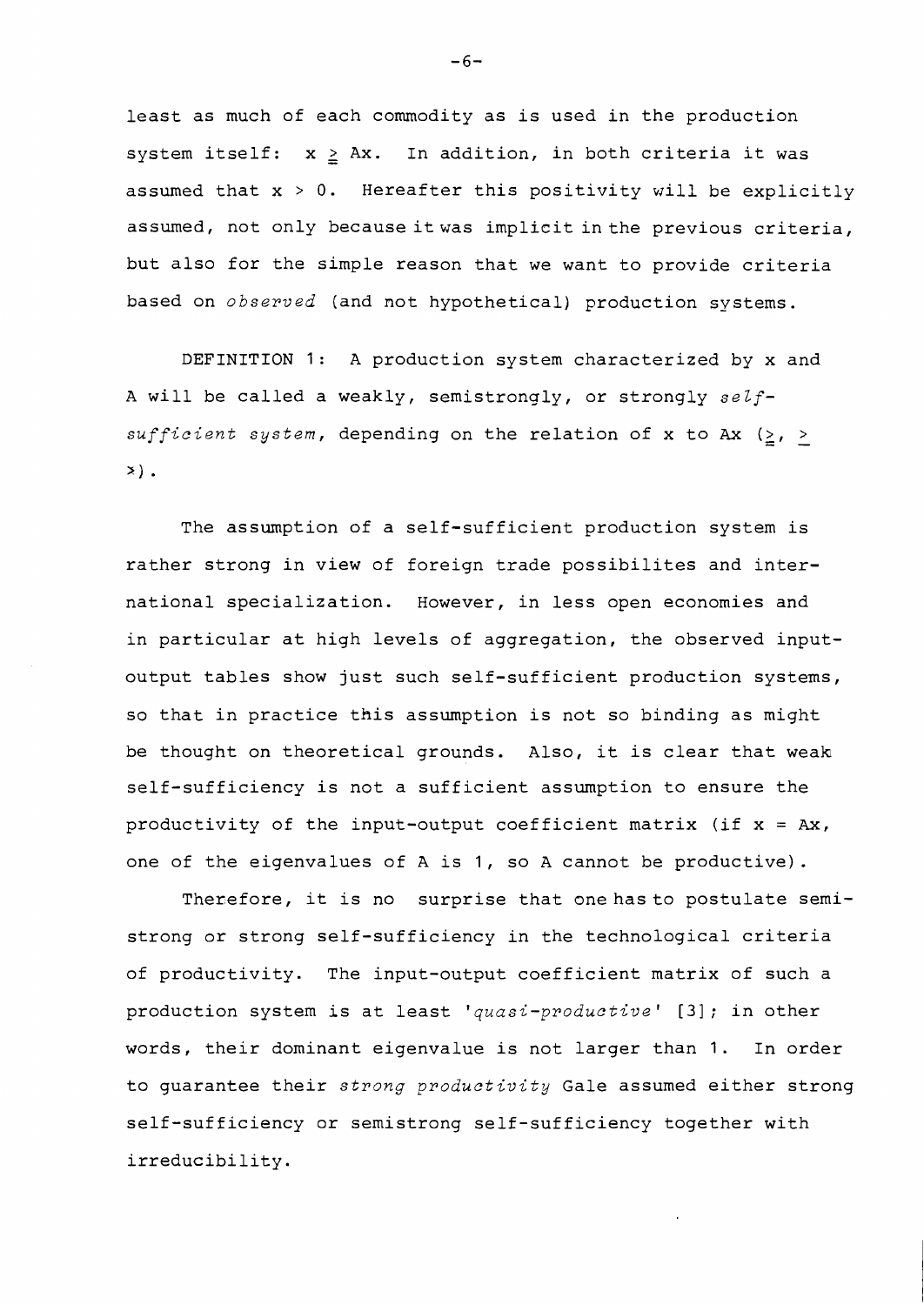least as much of each commodity as is used in the production system itself: $x \geqq Ax$. In addition, in both criteria it was assumed that $x > 0$. Hereafter this positivity will be explicitly assumed, not only because it was implicit in the previous criteria, but also for the simple reason that we want to provide criteria based on *observed* (and not hypothetical) production systems.

DEFINITION 1: A production system characterized by x and A will be called a weakly, semistrongly, or strongly *self-sufficient system*, depending on the relation of x to Ax ($\geqq$, $\geq$, $>$).

The assumption of a self-sufficient production system is rather strong in view of foreign trade possibilites and international specialization. However, in less open economies and in particular at high levels of aggregation, the observed input-output tables show just such self-sufficient production systems, so that in practice this assumption is not so binding as might be thought on theoretical grounds. Also, it is clear that weak self-sufficiency is not a sufficient assumption to ensure the productivity of the input-output coefficient matrix (if $x = Ax$, one of the eigenvalues of A is 1, so A cannot be productive).

Therefore, it is no surprise that one has to postulate semistrong or strong self-sufficiency in the technological criteria of productivity. The input-output coefficient matrix of such a production system is at least *'quasi-productive'* [3]; in other words, their dominant eigenvalue is not larger than 1. In order to guarantee their *strong productivity* Gale assumed either strong self-sufficiency or semistrong self-sufficiency together with irreducibility.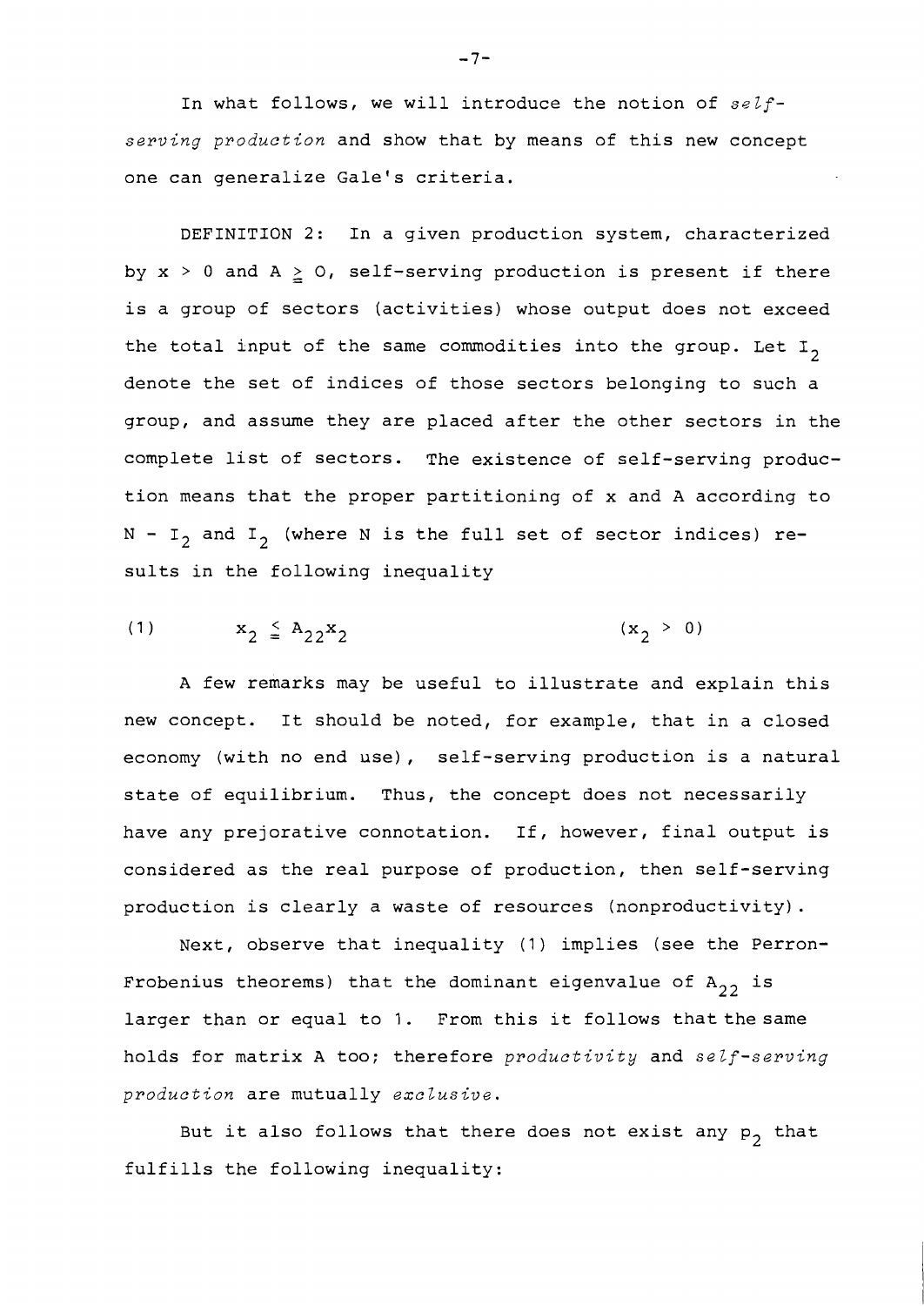In what follows, we will introduce the notion of *self-serving production* and show that by means of this new concept one can generalize Gale's criteria.

DEFINITION 2: In a given production system, characterized by $x > 0$ and $A \geqq 0$, self-serving production is present if there is a group of sectors (activities) whose output does not exceed the total input of the same commodities into the group. Let $I_2$ denote the set of indices of those sectors belonging to such a group, and assume they are placed after the other sectors in the complete list of sectors. The existence of self-serving production means that the proper partitioning of x and A according to $N - I_2$ and $I_2$ (where N is the full set of sector indices) results in the following inequality

$$x_2 \leqq A_{22}x_2 \qquad (x_2 > 0) \tag{1}$$

A few remarks may be useful to illustrate and explain this new concept. It should be noted, for example, that in a closed economy (with no end use), self-serving production is a natural state of equilibrium. Thus, the concept does not necessarily have any prejorative connotation. If, however, final output is considered as the real purpose of production, then self-serving production is clearly a waste of resources (nonproductivity).

Next, observe that inequality (1) implies (see the Perron-Frobenius theorems) that the dominant eigenvalue of $A_{22}$ is larger than or equal to 1. From this it follows that the same holds for matrix A too; therefore *productivity* and *self-serving production* are mutually *exclusive*.

But it also follows that there does not exist any $p_2$ that fulfills the following inequality: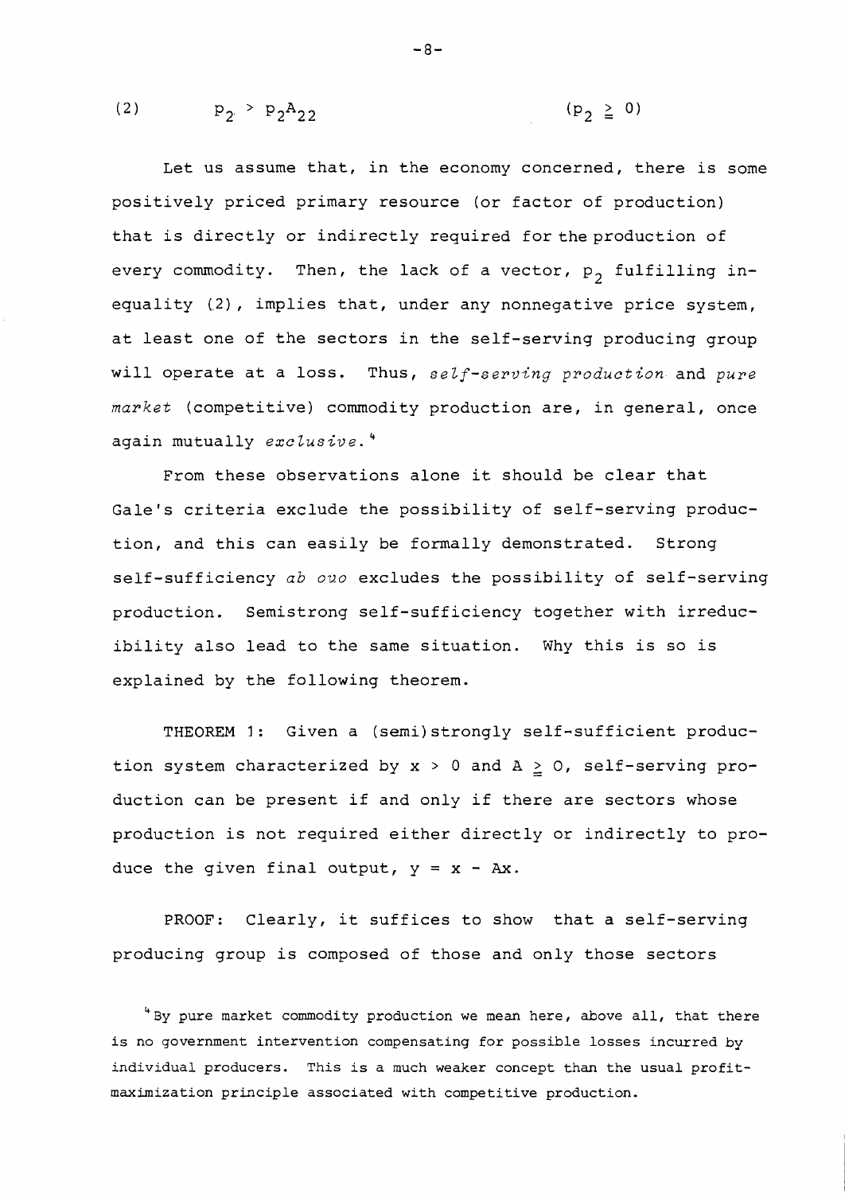$$(2) \qquad p_2 > p_2 A_{22} \qquad\qquad (p_2 \geqq 0)$$

Let us assume that, in the economy concerned, there is some positively priced primary resource (or factor of production) that is directly or indirectly required for the production of every commodity. Then, the lack of a vector, $p_2$ fulfilling inequality (2), implies that, under any nonnegative price system, at least one of the sectors in the self-serving producing group will operate at a loss. Thus, *self-serving production* and *pure market* (competitive) commodity production are, in general, once again mutually *exclusive*.[4]

From these observations alone it should be clear that Gale's criteria exclude the possibility of self-serving production, and this can easily be formally demonstrated. Strong self-sufficiency *ab ovo* excludes the possibility of self-serving production. Semistrong self-sufficiency together with irreducibility also lead to the same situation. Why this is so is explained by the following theorem.

THEOREM 1: Given a (semi)strongly self-sufficient production system characterized by $x > 0$ and $A \geqq 0$, self-serving production can be present if and only if there are sectors whose production is not required either directly or indirectly to produce the given final output, $y = x - Ax$.

PROOF: Clearly, it suffices to show that a self-serving producing group is composed of those and only those sectors

[4] By pure market commodity production we mean here, above all, that there is no government intervention compensating for possible losses incurred by individual producers. This is a much weaker concept than the usual profit-maximization principle associated with competitive production.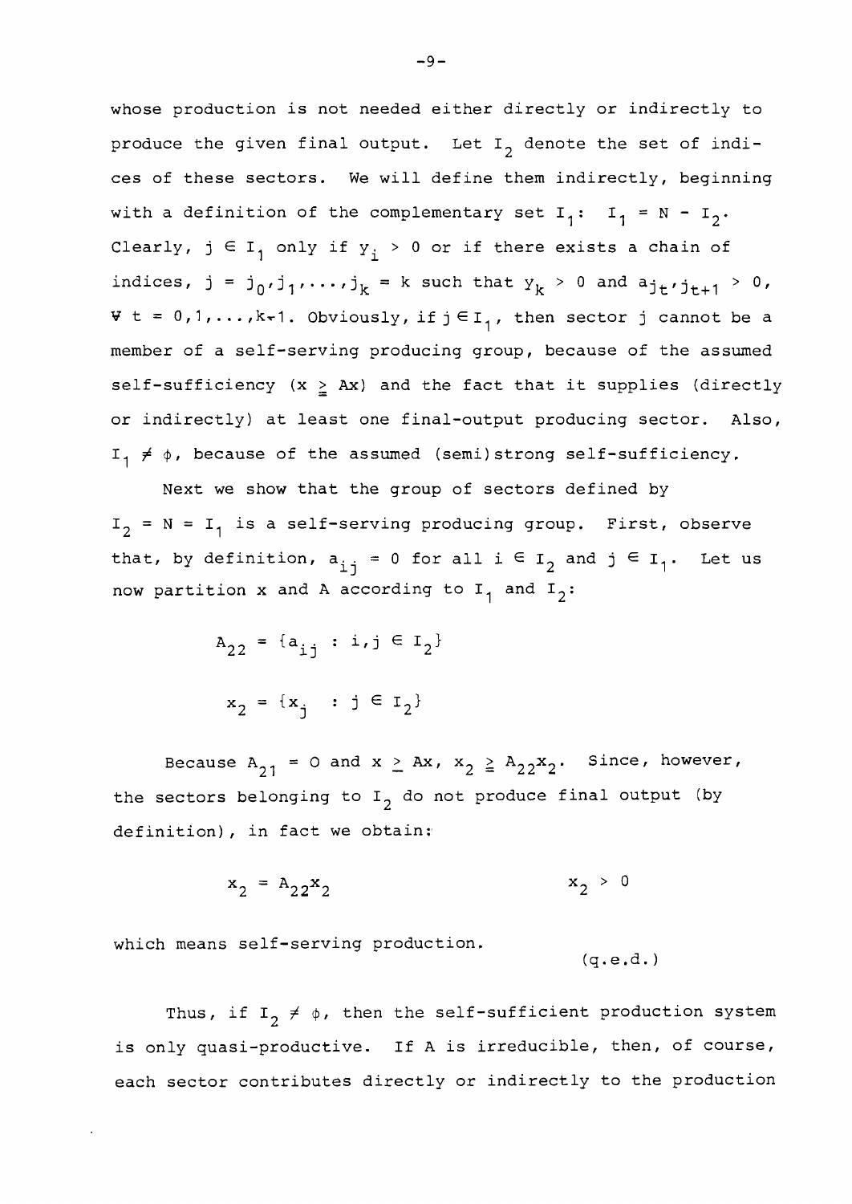whose production is not needed either directly or indirectly to produce the given final output. Let $I_2$ denote the set of indices of these sectors. We will define them indirectly, beginning with a definition of the complementary set $I_1$: $I_1 = N - I_2$. Clearly, $j \in I_1$ only if $y_i > 0$ or if there exists a chain of indices, $j = j_0, j_1, \ldots, j_k = k$ such that $y_k > 0$ and $a_{j_t, j_{t+1}} > 0$, $\forall\ t = 0,1,\ldots,k-1$. Obviously, if $j \in I_1$, then sector j cannot be a member of a self-serving producing group, because of the assumed self-sufficiency ($x \geqq Ax$) and the fact that it supplies (directly or indirectly) at least one final-output producing sector. Also, $I_1 \neq \phi$, because of the assumed (semi)strong self-sufficiency.

Next we show that the group of sectors defined by $I_2 = N = I_1$ is a self-serving producing group. First, observe that, by definition, $a_{ij} = 0$ for all $i \in I_2$ and $j \in I_1$. Let us now partition x and A according to $I_1$ and $I_2$:

$$A_{22} = \{a_{ij} : i,j \in I_2\}$$

$$x_2 = \{x_j \ : j \in I_2\}$$

Because $A_{21} = 0$ and $x \geq Ax$, $x_2 \geqq A_{22}x_2$. Since, however, the sectors belonging to $I_2$ do not produce final output (by definition), in fact we obtain:

$$x_2 = A_{22}x_2 \qquad\qquad x_2 > 0$$

which means self-serving production.

(q.e.d.)

Thus, if $I_2 \neq \phi$, then the self-sufficient production system is only quasi-productive. If A is irreducible, then, of course, each sector contributes directly or indirectly to the production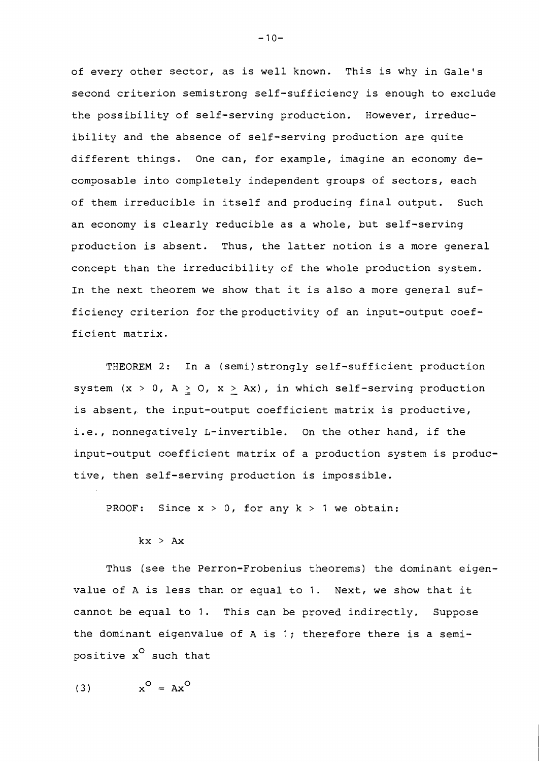of every other sector, as is well known. This is why in Gale's second criterion semistrong self-sufficiency is enough to exclude the possibility of self-serving production. However, irreducibility and the absence of self-serving production are quite different things. One can, for example, imagine an economy decomposable into completely independent groups of sectors, each of them irreducible in itself and producing final output. Such an economy is clearly reducible as a whole, but self-serving production is absent. Thus, the latter notion is a more general concept than the irreducibility of the whole production system. In the next theorem we show that it is also a more general sufficiency criterion for the productivity of an input-output coefficient matrix.

THEOREM 2: In a (semi)strongly self-sufficient production system ($x > 0$, $A \geqq 0$, $x \geq Ax$), in which self-serving production is absent, the input-output coefficient matrix is productive, i.e., nonnegatively L-invertible. On the other hand, if the input-output coefficient matrix of a production system is productive, then self-serving production is impossible.

PROOF: Since $x > 0$, for any $k > 1$ we obtain:

$$kx > Ax$$

Thus (see the Perron-Frobenius theorems) the dominant eigenvalue of A is less than or equal to 1. Next, we show that it cannot be equal to 1. This can be proved indirectly. Suppose the dominant eigenvalue of A is 1; therefore there is a semipositive $x^o$ such that

$$x^o = Ax^o \tag{3}$$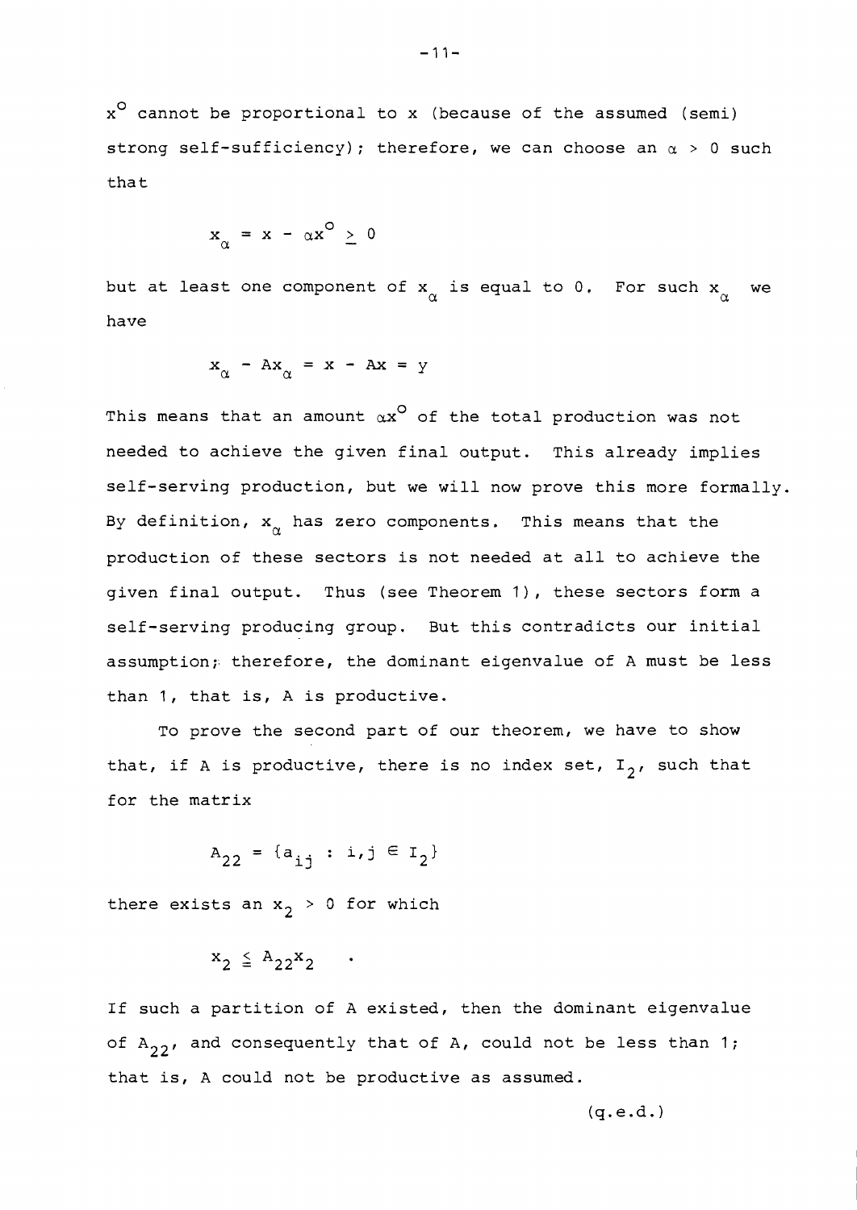$x^o$ cannot be proportional to x (because of the assumed (semi) strong self-sufficiency); therefore, we can choose an $\alpha > 0$ such that

$$x_\alpha = x - \alpha x^o \geq 0$$

but at least one component of $x_\alpha$ is equal to 0. For such $x_\alpha$ we have

$$x_\alpha - Ax_\alpha = x - Ax = y$$

This means that an amount $\alpha x^o$ of the total production was not needed to achieve the given final output. This already implies self-serving production, but we will now prove this more formally. By definition, $x_\alpha$ has zero components. This means that the production of these sectors is not needed at all to achieve the given final output. Thus (see Theorem 1), these sectors form a self-serving producing group. But this contradicts our initial assumption; therefore, the dominant eigenvalue of A must be less than 1, that is, A is productive.

To prove the second part of our theorem, we have to show that, if A is productive, there is no index set, $I_2$, such that for the matrix

$$A_{22} = \{a_{ij} : i,j \in I_2\}$$

there exists an $x_2 > 0$ for which

$$x_2 \leqq A_{22}x_2 \quad .$$

If such a partition of A existed, then the dominant eigenvalue of $A_{22}$, and consequently that of A, could not be less than 1; that is, A could not be productive as assumed.

(q.e.d.)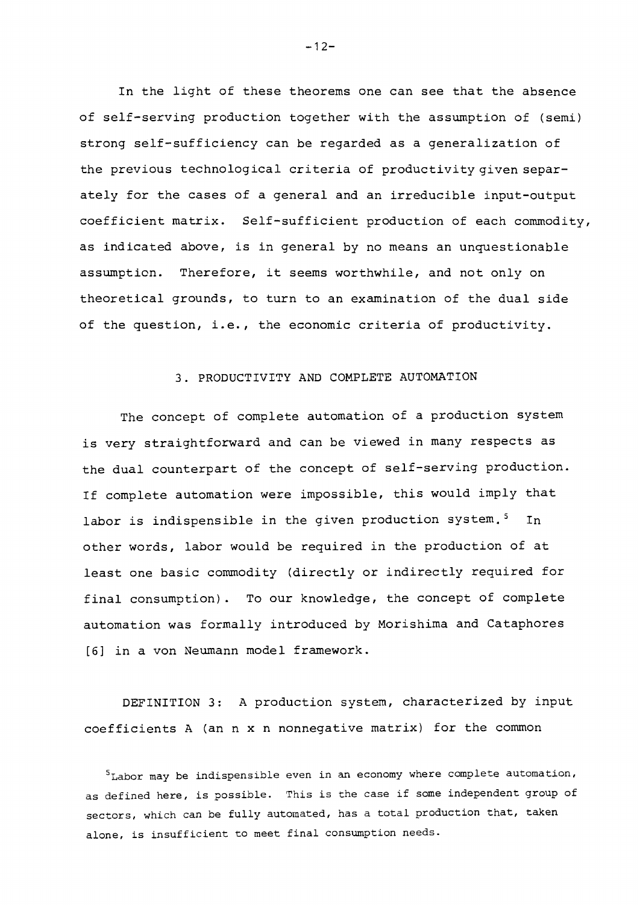In the light of these theorems one can see that the absence of self-serving production together with the assumption of (semi) strong self-sufficiency can be regarded as a generalization of the previous technological criteria of productivity given separately for the cases of a general and an irreducible input-output coefficient matrix. Self-sufficient production of each commodity, as indicated above, is in general by no means an unquestionable assumption. Therefore, it seems worthwhile, and not only on theoretical grounds, to turn to an examination of the dual side of the question, i.e., the economic criteria of productivity.

## 3. PRODUCTIVITY AND COMPLETE AUTOMATION

The concept of complete automation of a production system is very straightforward and can be viewed in many respects as the dual counterpart of the concept of self-serving production. If complete automation were impossible, this would imply that labor is indispensible in the given production system.[5] In other words, labor would be required in the production of at least one basic commodity (directly or indirectly required for final consumption). To our knowledge, the concept of complete automation was formally introduced by Morishima and Cataphores [6] in a von Neumann model framework.

DEFINITION 3: A production system, characterized by input coefficients A (an n x n nonnegative matrix) for the common

[5] Labor may be indispensible even in an economy where complete automation, as defined here, is possible. This is the case if some independent group of sectors, which can be fully automated, has a total production that, taken alone, is insufficient to meet final consumption needs.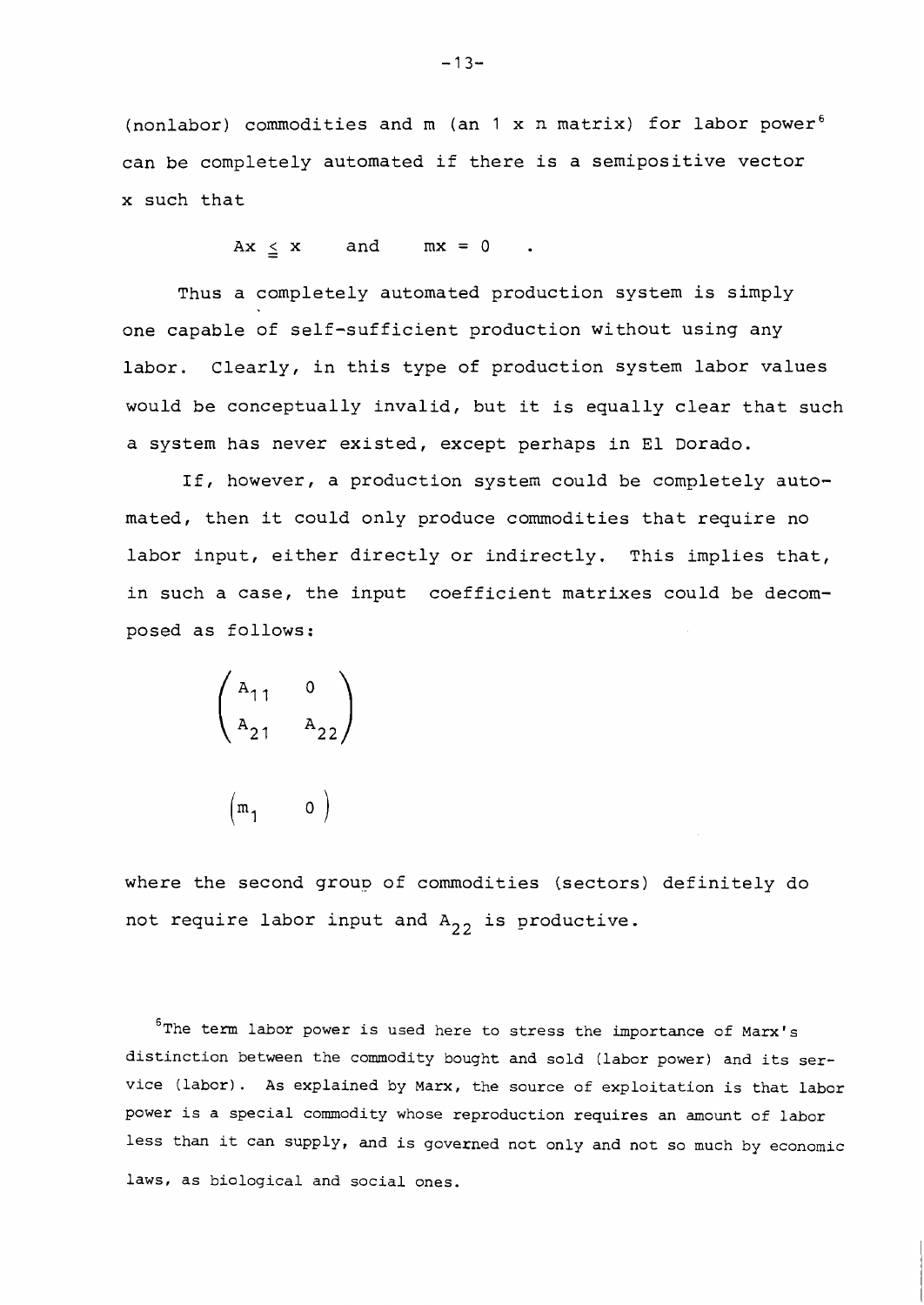(nonlabor) commodities and m (an 1 x n matrix) for labor power[6] can be completely automated if there is a semipositive vector x such that

$$Ax \leqq x \quad \text{and} \quad mx = 0 \quad .$$

Thus a completely automated production system is simply one capable of self-sufficient production without using any labor. Clearly, in this type of production system labor values would be conceptually invalid, but it is equally clear that such a system has never existed, except perhaps in El Dorado.

If, however, a production system could be completely automated, then it could only produce commodities that require no labor input, either directly or indirectly. This implies that, in such a case, the input coefficient matrixes could be decomposed as follows:

$$\begin{pmatrix} A_{11} & 0 \\ A_{21} & A_{22} \end{pmatrix}$$

$$\begin{pmatrix} m_1 & 0 \end{pmatrix}$$

where the second group of commodities (sectors) definitely do not require labor input and $A_{22}$ is productive.

[6] The term labor power is used here to stress the importance of Marx's distinction between the commodity bought and sold (labor power) and its service (labor). As explained by Marx, the source of exploitation is that labor power is a special commodity whose reproduction requires an amount of labor less than it can supply, and is governed not only and not so much by economic laws, as biological and social ones.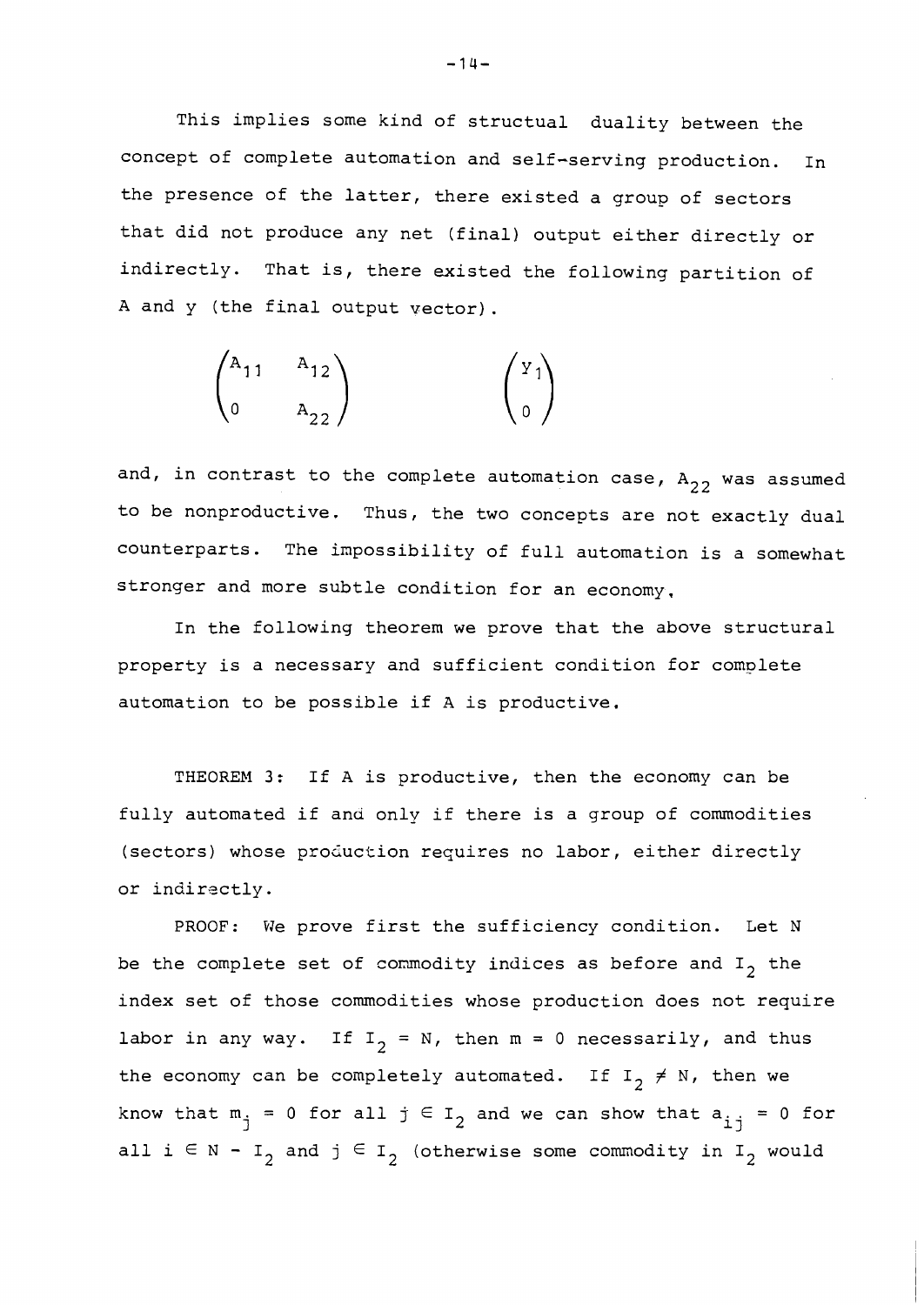This implies some kind of structual duality between the concept of complete automation and self-serving production. In the presence of the latter, there existed a group of sectors that did not produce any net (final) output either directly or indirectly. That is, there existed the following partition of A and y (the final output vector).

$$\begin{pmatrix} A_{11} & A_{12} \\ 0 & A_{22} \end{pmatrix} \qquad \begin{pmatrix} y_1 \\ 0 \end{pmatrix}$$

and, in contrast to the complete automation case, $A_{22}$ was assumed to be nonproductive. Thus, the two concepts are not exactly dual counterparts. The impossibility of full automation is a somewhat stronger and more subtle condition for an economy.

In the following theorem we prove that the above structural property is a necessary and sufficient condition for complete automation to be possible if A is productive.

THEOREM 3: If A is productive, then the economy can be fully automated if and only if there is a group of commodities (sectors) whose production requires no labor, either directly or indirectly.

PROOF: We prove first the sufficiency condition. Let N be the complete set of commodity indices as before and $I_2$ the index set of those commodities whose production does not require labor in any way. If $I_2 = N$, then $m = 0$ necessarily, and thus the economy can be completely automated. If $I_2 \neq N$, then we know that $m_j = 0$ for all $j \in I_2$ and we can show that $a_{ij} = 0$ for all $i \in N - I_2$ and $j \in I_2$ (otherwise some commodity in $I_2$ would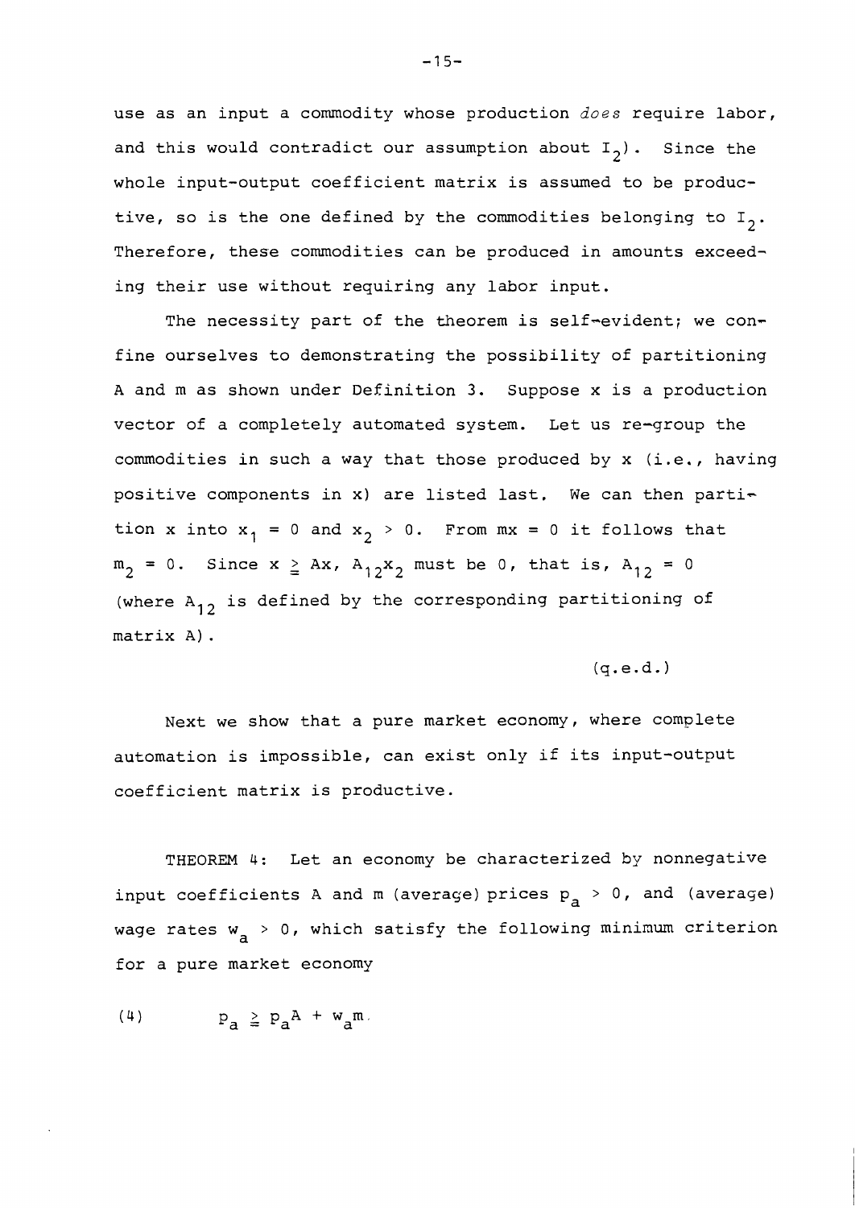use as an input a commodity whose production *does* require labor, and this would contradict our assumption about $I_2$). Since the whole input-output coefficient matrix is assumed to be productive, so is the one defined by the commodities belonging to $I_2$. Therefore, these commodities can be produced in amounts exceeding their use without requiring any labor input.

The necessity part of the theorem is self-evident; we confine ourselves to demonstrating the possibility of partitioning A and m as shown under Definition 3. Suppose x is a production vector of a completely automated system. Let us re-group the commodities in such a way that those produced by x (i.e., having positive components in x) are listed last. We can then partition x into $x_1 = 0$ and $x_2 > 0$. From $mx = 0$ it follows that $m_2 = 0$. Since $x \geq Ax$, $A_{12}x_2$ must be 0, that is, $A_{12} = 0$ (where $A_{12}$ is defined by the corresponding partitioning of matrix A).

(q.e.d.)

Next we show that a pure market economy, where complete automation is impossible, can exist only if its input-output coefficient matrix is productive.

THEOREM 4: Let an economy be characterized by nonnegative input coefficients A and m (average) prices $p_a > 0$, and (average) wage rates $w_a > 0$, which satisfy the following minimum criterion for a pure market economy

$$p_a \geqq p_a A + w_a m. \tag{4}$$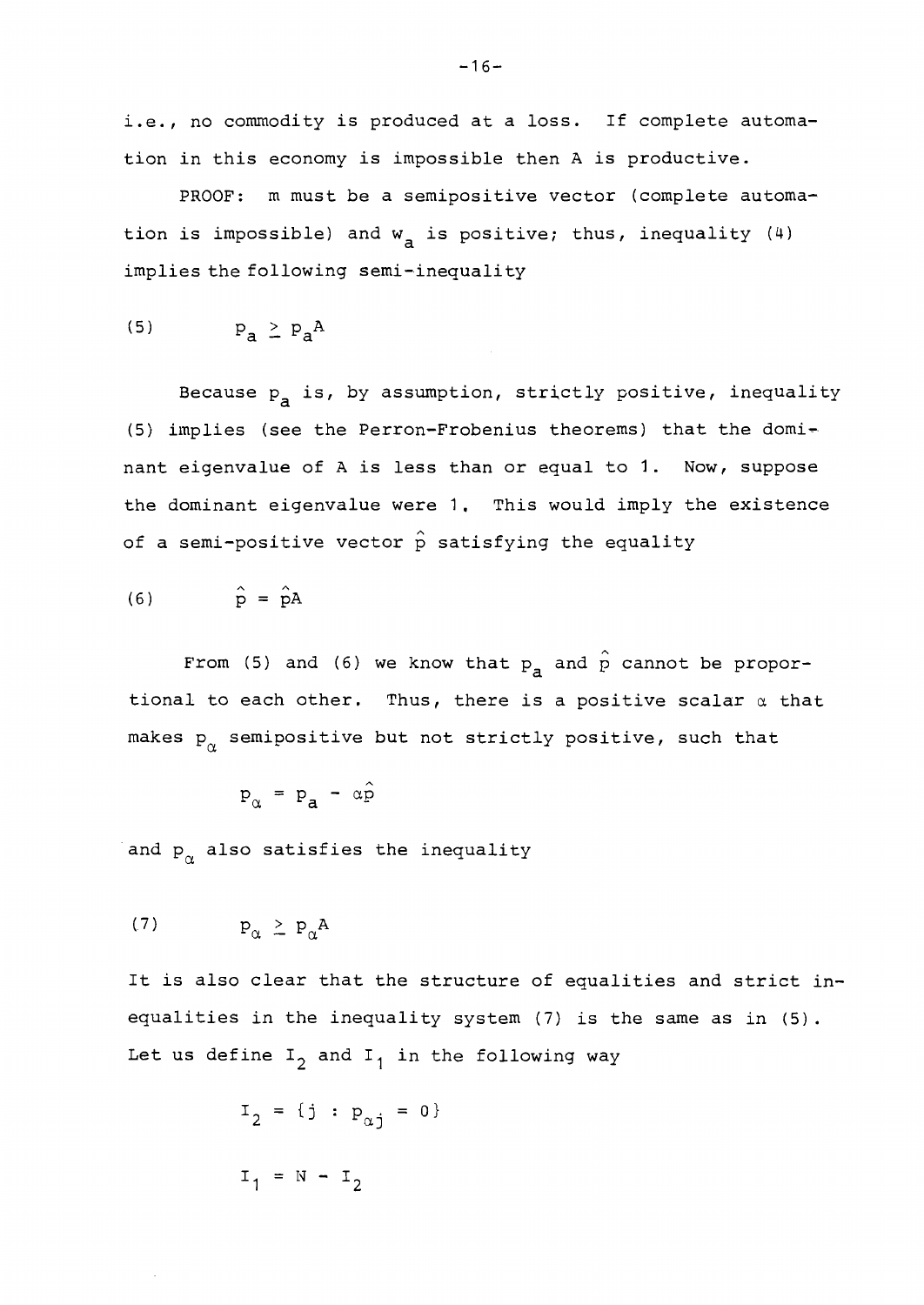i.e., no commodity is produced at a loss. If complete automation in this economy is impossible then A is productive.

PROOF: m must be a semipositive vector (complete automation is impossible) and $w_a$ is positive; thus, inequality (4) implies the following semi-inequality

$$(5) \qquad p_a \geq p_a A$$

Because $p_a$ is, by assumption, strictly positive, inequality (5) implies (see the Perron-Frobenius theorems) that the dominant eigenvalue of A is less than or equal to 1. Now, suppose the dominant eigenvalue were 1. This would imply the existence of a semi-positive vector $\hat{p}$ satisfying the equality

$$(6) \qquad \hat{p} = \hat{p}A$$

From (5) and (6) we know that $p_a$ and $\hat{p}$ cannot be proportional to each other. Thus, there is a positive scalar $\alpha$ that makes $p_\alpha$ semipositive but not strictly positive, such that

$$p_\alpha = p_a - \alpha\hat{p}$$

and $p_\alpha$ also satisfies the inequality

$$(7) \qquad p_\alpha \geq p_\alpha A$$

It is also clear that the structure of equalities and strict inequalities in the inequality system (7) is the same as in (5). Let us define $I_2$ and $I_1$ in the following way

$$I_2 = \{j : p_{\alpha j} = 0\}$$

$$I_1 = N - I_2$$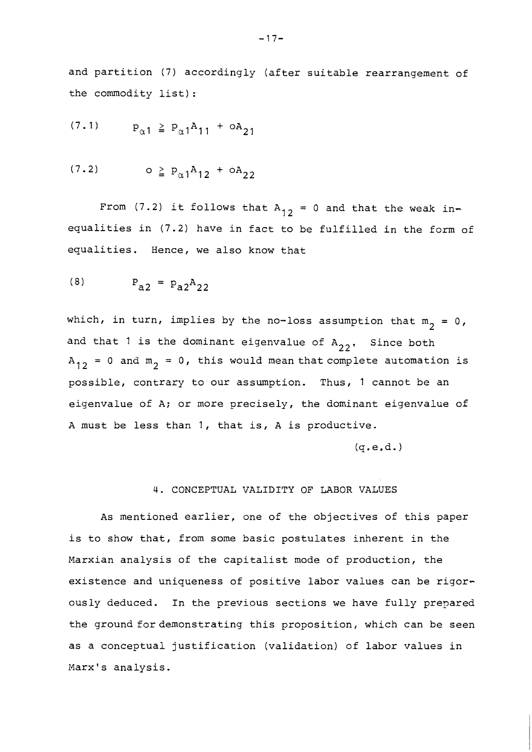and partition (7) accordingly (after suitable rearrangement of the commodity list):

$$(7.1) \qquad p_{\alpha 1} \geqq p_{\alpha 1}A_{11} + oA_{21}$$

$$(7.2) \qquad o \geqq p_{\alpha 1}A_{12} + oA_{22}$$

From (7.2) it follows that $A_{12} = 0$ and that the weak inequalities in (7.2) have in fact to be fulfilled in the form of equalities. Hence, we also know that

$$(8) \qquad p_{a2} = p_{a2}A_{22}$$

which, in turn, implies by the no-loss assumption that $m_2 = 0$, and that 1 is the dominant eigenvalue of $A_{22}$. Since both $A_{12} = 0$ and $m_2 = 0$, this would mean that complete automation is possible, contrary to our assumption. Thus, 1 cannot be an eigenvalue of A; or more precisely, the dominant eigenvalue of A must be less than 1, that is, A is productive.

(q.e.d.)

## 4. CONCEPTUAL VALIDITY OF LABOR VALUES

As mentioned earlier, one of the objectives of this paper is to show that, from some basic postulates inherent in the Marxian analysis of the capitalist mode of production, the existence and uniqueness of positive labor values can be rigorously deduced. In the previous sections we have fully prepared the ground for demonstrating this proposition, which can be seen as a conceptual justification (validation) of labor values in Marx's analysis.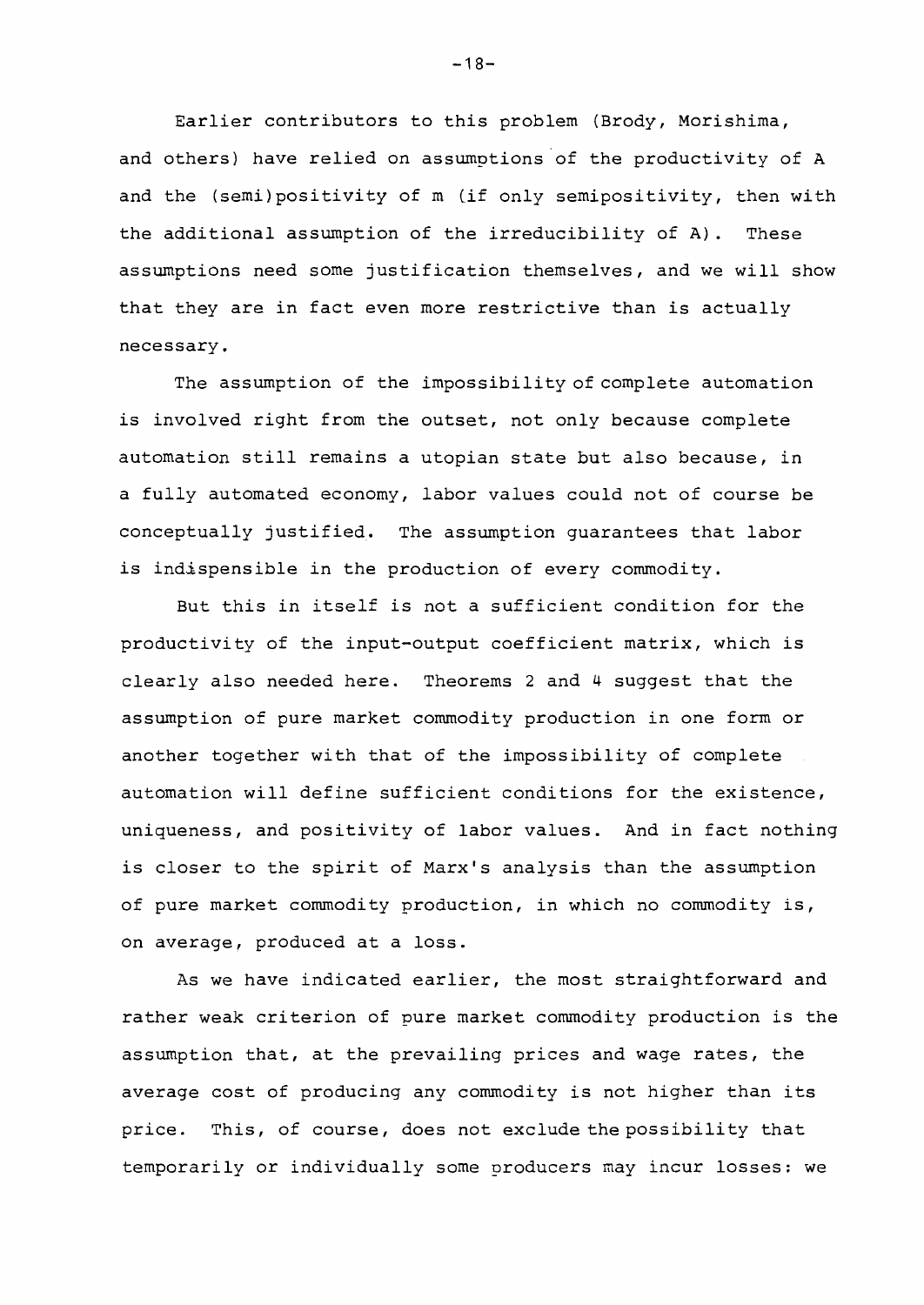Earlier contributors to this problem (Brody, Morishima, and others) have relied on assumptions of the productivity of $A$ and the (semi)positivity of $m$ (if only semipositivity, then with the additional assumption of the irreducibility of $A$). These assumptions need some justification themselves, and we will show that they are in fact even more restrictive than is actually necessary.

The assumption of the impossibility of complete automation is involved right from the outset, not only because complete automation still remains a utopian state but also because, in a fully automated economy, labor values could not of course be conceptually justified. The assumption guarantees that labor is indispensible in the production of every commodity.

But this in itself is not a sufficient condition for the productivity of the input-output coefficient matrix, which is clearly also needed here. Theorems 2 and 4 suggest that the assumption of pure market commodity production in one form or another together with that of the impossibility of complete automation will define sufficient conditions for the existence, uniqueness, and positivity of labor values. And in fact nothing is closer to the spirit of Marx's analysis than the assumption of pure market commodity production, in which no commodity is, on average, produced at a loss.

As we have indicated earlier, the most straightforward and rather weak criterion of pure market commodity production is the assumption that, at the prevailing prices and wage rates, the average cost of producing any commodity is not higher than its price. This, of course, does not exclude the possibility that temporarily or individually some producers may incur losses: we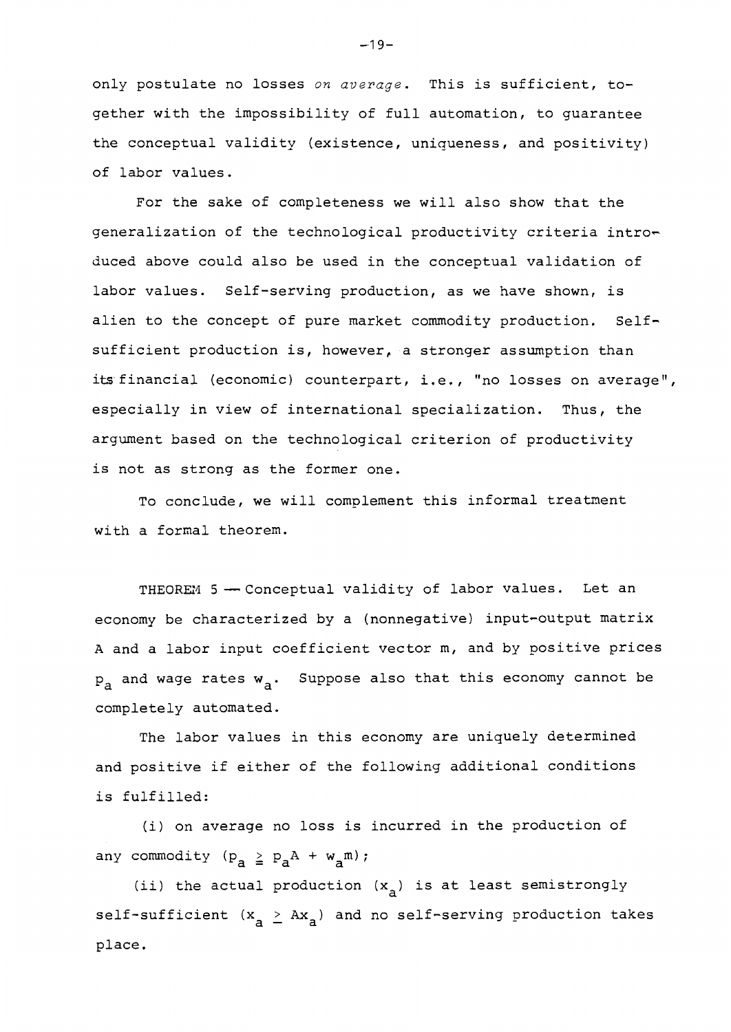only postulate no losses *on average*. This is sufficient, together with the impossibility of full automation, to guarantee the conceptual validity (existence, uniqueness, and positivity) of labor values.

For the sake of completeness we will also show that the generalization of the technological productivity criteria introduced above could also be used in the conceptual validation of labor values. Self-serving production, as we have shown, is alien to the concept of pure market commodity production. Self-sufficient production is, however, a stronger assumption than its financial (economic) counterpart, i.e., "no losses on average", especially in view of international specialization. Thus, the argument based on the technological criterion of productivity is not as strong as the former one.

To conclude, we will complement this informal treatment with a formal theorem.

THEOREM 5 — Conceptual validity of labor values. Let an economy be characterized by a (nonnegative) input-output matrix A and a labor input coefficient vector m, and by positive prices $p_a$ and wage rates $w_a$. Suppose also that this economy cannot be completely automated.

The labor values in this economy are uniquely determined and positive if either of the following additional conditions is fulfilled:

(i) on average no loss is incurred in the production of any commodity ($p_a \geqq p_a A + w_a m$);

(ii) the actual production ($x_a$) is at least semistrongly self-sufficient ($x_a \geq Ax_a$) and no self-serving production takes place.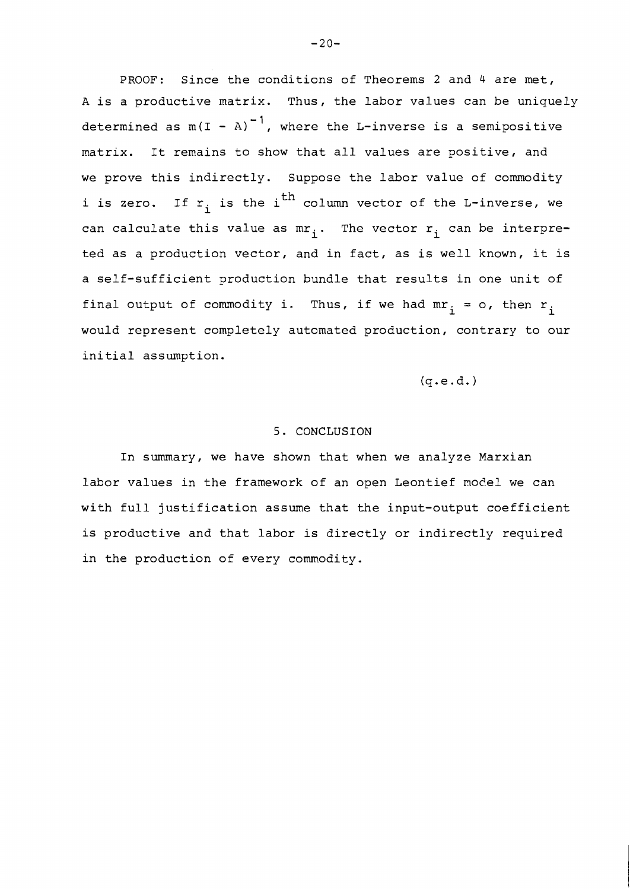PROOF: Since the conditions of Theorems 2 and 4 are met, A is a productive matrix. Thus, the labor values can be uniquely determined as $m(I - A)^{-1}$, where the L-inverse is a semipositive matrix. It remains to show that all values are positive, and we prove this indirectly. Suppose the labor value of commodity i is zero. If $r_i$ is the $i^{th}$ column vector of the L-inverse, we can calculate this value as $mr_i$. The vector $r_i$ can be interpreted as a production vector, and in fact, as is well known, it is a self-sufficient production bundle that results in one unit of final output of commodity i. Thus, if we had $mr_i = o$, then $r_i$ would represent completely automated production, contrary to our initial assumption.

(q.e.d.)

## 5. CONCLUSION

In summary, we have shown that when we analyze Marxian labor values in the framework of an open Leontief model we can with full justification assume that the input-output coefficient is productive and that labor is directly or indirectly required in the production of every commodity.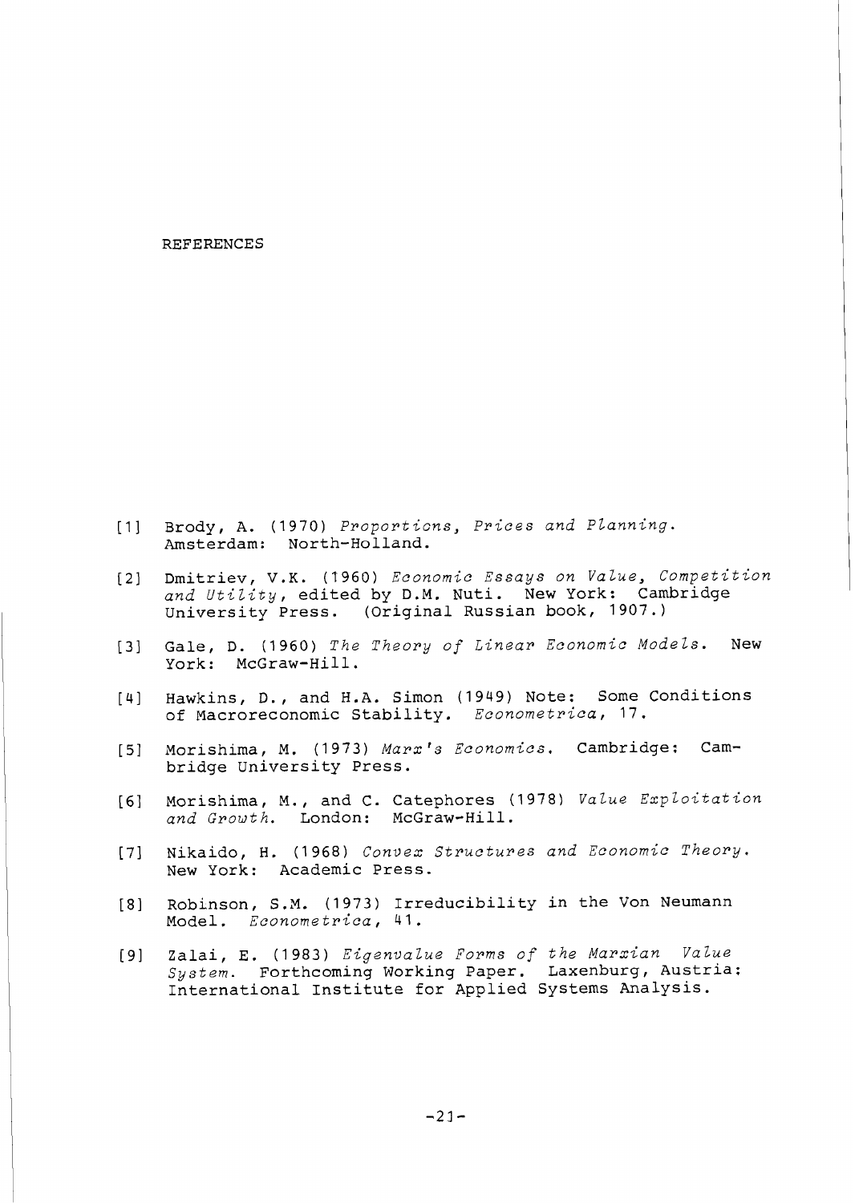# REFERENCES

[1] Brody, A. (1970) *Proportions, Prices and Planning.* Amsterdam: North-Holland.

[2] Dmitriev, V.K. (1960) *Economic Essays on Value, Competition and Utility*, edited by D.M. Nuti. New York: Cambridge University Press. (Original Russian book, 1907.)

[3] Gale, D. (1960) *The Theory of Linear Economic Models.* New York: McGraw-Hill.

[4] Hawkins, D., and H.A. Simon (1949) Note: Some Conditions of Macroreconomic Stability. *Econometrica*, 17.

[5] Morishima, M. (1973) *Marx's Economics.* Cambridge: Cambridge University Press.

[6] Morishima, M., and C. Catephores (1978) *Value Exploitation and Growth.* London: McGraw-Hill.

[7] Nikaido, H. (1968) *Convex Structures and Economic Theory.* New York: Academic Press.

[8] Robinson, S.M. (1973) Irreducibility in the Von Neumann Model. *Econometrica*, 41.

[9] Zalai, E. (1983) *Eigenvalue Forms of the Marxian Value System.* Forthcoming Working Paper. Laxenburg, Austria: International Institute for Applied Systems Analysis.